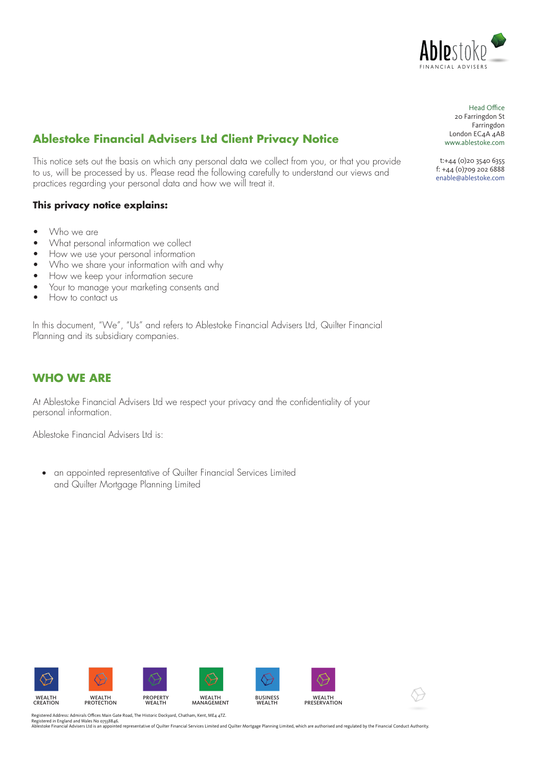Head Office
20 Farringdon St
Farringdon
London EC4A 4AB
www.ablestoke.com

t:+44 (0)20 3540 6355
f: +44 (0)709 202 6888
enable@ablestoke.com

## Ablestoke Financial Advisers Ltd Client Privacy Notice

This notice sets out the basis on which any personal data we collect from you, or that you provide to us, will be processed by us. Please read the following carefully to understand our views and practices regarding your personal data and how we will treat it.

**This privacy notice explains:**

- Who we are
- What personal information we collect
- How we use your personal information
- Who we share your information with and why
- How we keep your information secure
- Your to manage your marketing consents and
- How to contact us

In this document, "We", "Us" and refers to Ablestoke Financial Advisers Ltd, Quilter Financial Planning and its subsidiary companies.

## WHO WE ARE

At Ablestoke Financial Advisers Ltd we respect your privacy and the confidentiality of your personal information.

Ablestoke Financial Advisers Ltd is:

- an appointed representative of Quilter Financial Services Limited and Quilter Mortgage Planning Limited

WEALTH CREATION | WEALTH PROTECTION | PROPERTY WEALTH | WEALTH MANAGEMENT | BUSINESS WEALTH | WEALTH PRESERVATION

Registered Address: Admirals Offices Main Gate Road, The Historic Dockyard, Chatham, Kent, ME4 4TZ.
Registered in England and Wales No 07558846.
Ablestoke Financial Advisers Ltd is an appointed representative of Quilter Financial Services Limited and Quilter Mortgage Planning Limited, which are authorised and regulated by the Financial Conduct Authority.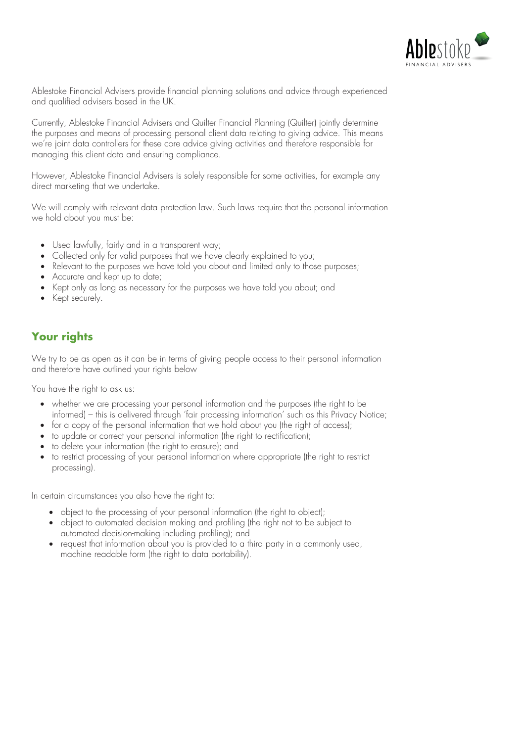Ablestoke Financial Advisers provide financial planning solutions and advice through experienced and qualified advisers based in the UK.

Currently, Ablestoke Financial Advisers and Quilter Financial Planning (Quilter) jointly determine the purposes and means of processing personal client data relating to giving advice. This means we're joint data controllers for these core advice giving activities and therefore responsible for managing this client data and ensuring compliance.

However, Ablestoke Financial Advisers is solely responsible for some activities, for example any direct marketing that we undertake.

We will comply with relevant data protection law. Such laws require that the personal information we hold about you must be:

- Used lawfully, fairly and in a transparent way;
- Collected only for valid purposes that we have clearly explained to you;
- Relevant to the purposes we have told you about and limited only to those purposes;
- Accurate and kept up to date;
- Kept only as long as necessary for the purposes we have told you about; and
- Kept securely.

## Your rights

We try to be as open as it can be in terms of giving people access to their personal information and therefore have outlined your rights below

You have the right to ask us:

- whether we are processing your personal information and the purposes (the right to be informed) – this is delivered through 'fair processing information' such as this Privacy Notice;
- for a copy of the personal information that we hold about you (the right of access);
- to update or correct your personal information (the right to rectification);
- to delete your information (the right to erasure); and
- to restrict processing of your personal information where appropriate (the right to restrict processing).

In certain circumstances you also have the right to:

- object to the processing of your personal information (the right to object);
- object to automated decision making and profiling (the right not to be subject to automated decision-making including profiling); and
- request that information about you is provided to a third party in a commonly used, machine readable form (the right to data portability).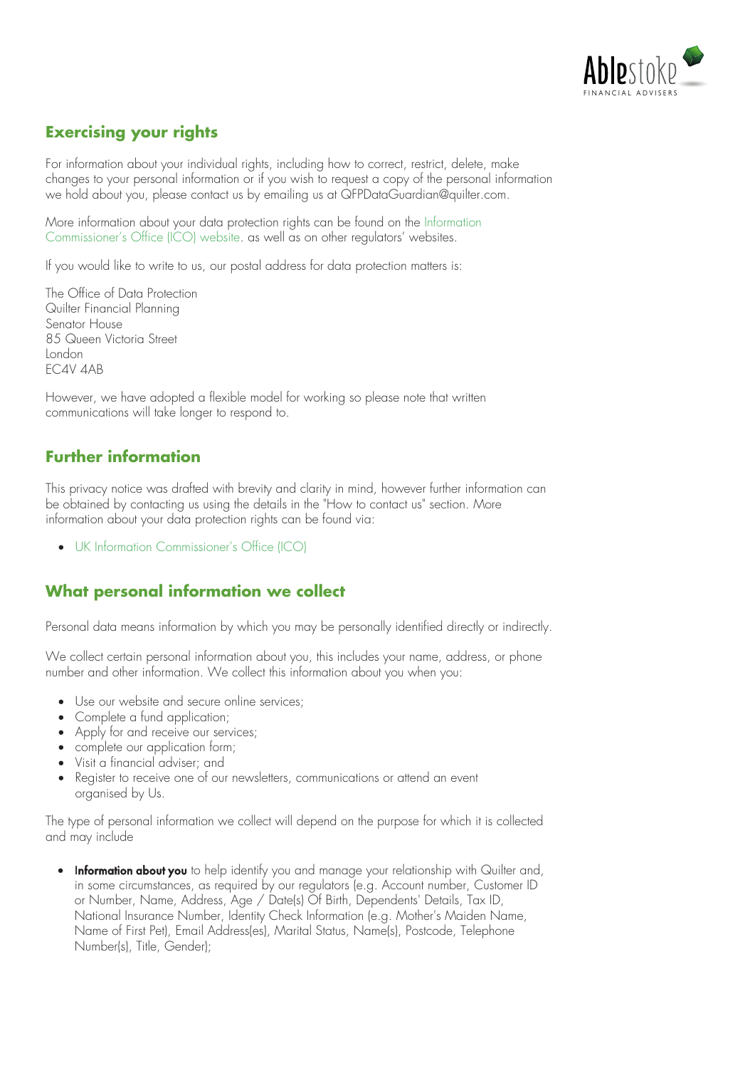## Exercising your rights

For information about your individual rights, including how to correct, restrict, delete, make changes to your personal information or if you wish to request a copy of the personal information we hold about you, please contact us by emailing us at QFPDataGuardian@quilter.com.

More information about your data protection rights can be found on the Information Commissioner's Office (ICO) website. as well as on other regulators' websites.

If you would like to write to us, our postal address for data protection matters is:

The Office of Data Protection
Quilter Financial Planning
Senator House
85 Queen Victoria Street
London
EC4V 4AB

However, we have adopted a flexible model for working so please note that written communications will take longer to respond to.

## Further information

This privacy notice was drafted with brevity and clarity in mind, however further information can be obtained by contacting us using the details in the "How to contact us" section. More information about your data protection rights can be found via:

- UK Information Commissioner's Office (ICO)

## What personal information we collect

Personal data means information by which you may be personally identified directly or indirectly.

We collect certain personal information about you, this includes your name, address, or phone number and other information. We collect this information about you when you:

- Use our website and secure online services;
- Complete a fund application;
- Apply for and receive our services;
- complete our application form;
- Visit a financial adviser; and
- Register to receive one of our newsletters, communications or attend an event organised by Us.

The type of personal information we collect will depend on the purpose for which it is collected and may include

- **Information about you** to help identify you and manage your relationship with Quilter and, in some circumstances, as required by our regulators (e.g. Account number, Customer ID or Number, Name, Address, Age / Date(s) Of Birth, Dependents' Details, Tax ID, National Insurance Number, Identity Check Information (e.g. Mother's Maiden Name, Name of First Pet), Email Address(es), Marital Status, Name(s), Postcode, Telephone Number(s), Title, Gender);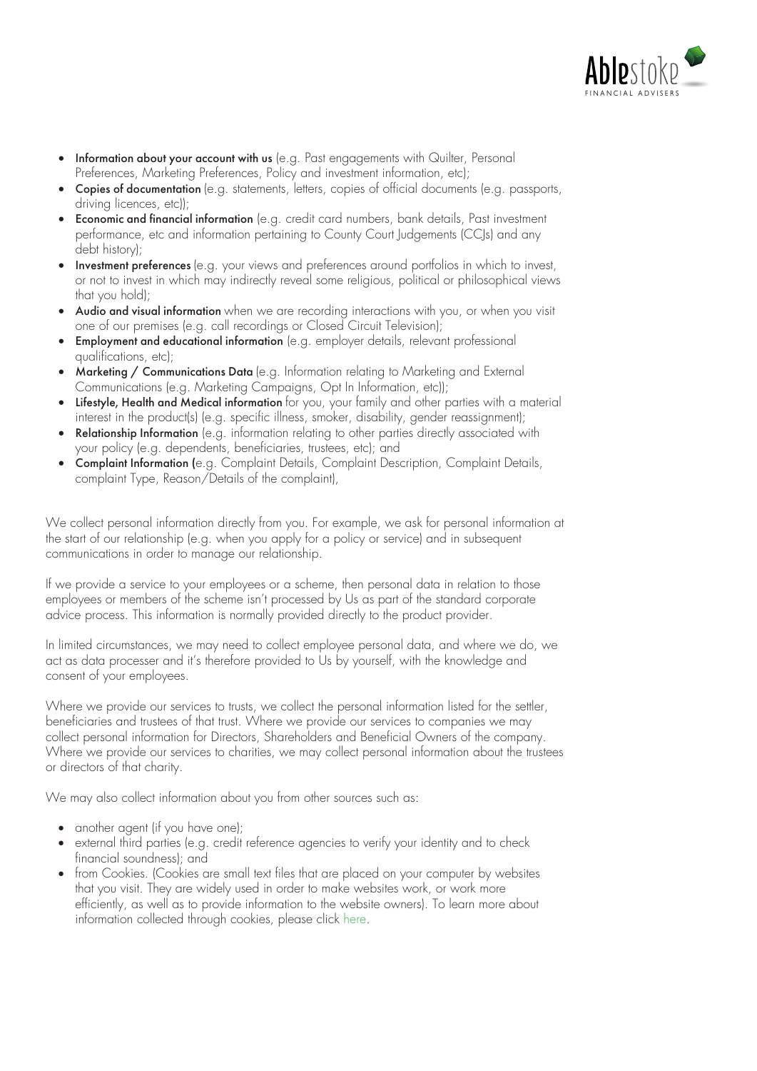- **Information about your account with us** (e.g. Past engagements with Quilter, Personal Preferences, Marketing Preferences, Policy and investment information, etc);
- **Copies of documentation** (e.g. statements, letters, copies of official documents (e.g. passports, driving licences, etc));
- **Economic and financial information** (e.g. credit card numbers, bank details, Past investment performance, etc and information pertaining to County Court Judgements (CCJs) and any debt history);
- **Investment preferences** (e.g. your views and preferences around portfolios in which to invest, or not to invest in which may indirectly reveal some religious, political or philosophical views that you hold);
- **Audio and visual information** when we are recording interactions with you, or when you visit one of our premises (e.g. call recordings or Closed Circuit Television);
- **Employment and educational information** (e.g. employer details, relevant professional qualifications, etc);
- **Marketing / Communications Data** (e.g. Information relating to Marketing and External Communications (e.g. Marketing Campaigns, Opt In Information, etc));
- **Lifestyle, Health and Medical information** for you, your family and other parties with a material interest in the product(s) (e.g. specific illness, smoker, disability, gender reassignment);
- **Relationship Information** (e.g. information relating to other parties directly associated with your policy (e.g. dependents, beneficiaries, trustees, etc); and
- **Complaint Information (**e.g. Complaint Details, Complaint Description, Complaint Details, complaint Type, Reason/Details of the complaint),

We collect personal information directly from you. For example, we ask for personal information at the start of our relationship (e.g. when you apply for a policy or service) and in subsequent communications in order to manage our relationship.

If we provide a service to your employees or a scheme, then personal data in relation to those employees or members of the scheme isn't processed by Us as part of the standard corporate advice process. This information is normally provided directly to the product provider.

In limited circumstances, we may need to collect employee personal data, and where we do, we act as data processer and it's therefore provided to Us by yourself, with the knowledge and consent of your employees.

Where we provide our services to trusts, we collect the personal information listed for the settler, beneficiaries and trustees of that trust. Where we provide our services to companies we may collect personal information for Directors, Shareholders and Beneficial Owners of the company. Where we provide our services to charities, we may collect personal information about the trustees or directors of that charity.

We may also collect information about you from other sources such as:

- another agent (if you have one);
- external third parties (e.g. credit reference agencies to verify your identity and to check financial soundness); and
- from Cookies. (Cookies are small text files that are placed on your computer by websites that you visit. They are widely used in order to make websites work, or work more efficiently, as well as to provide information to the website owners). To learn more about information collected through cookies, please click here.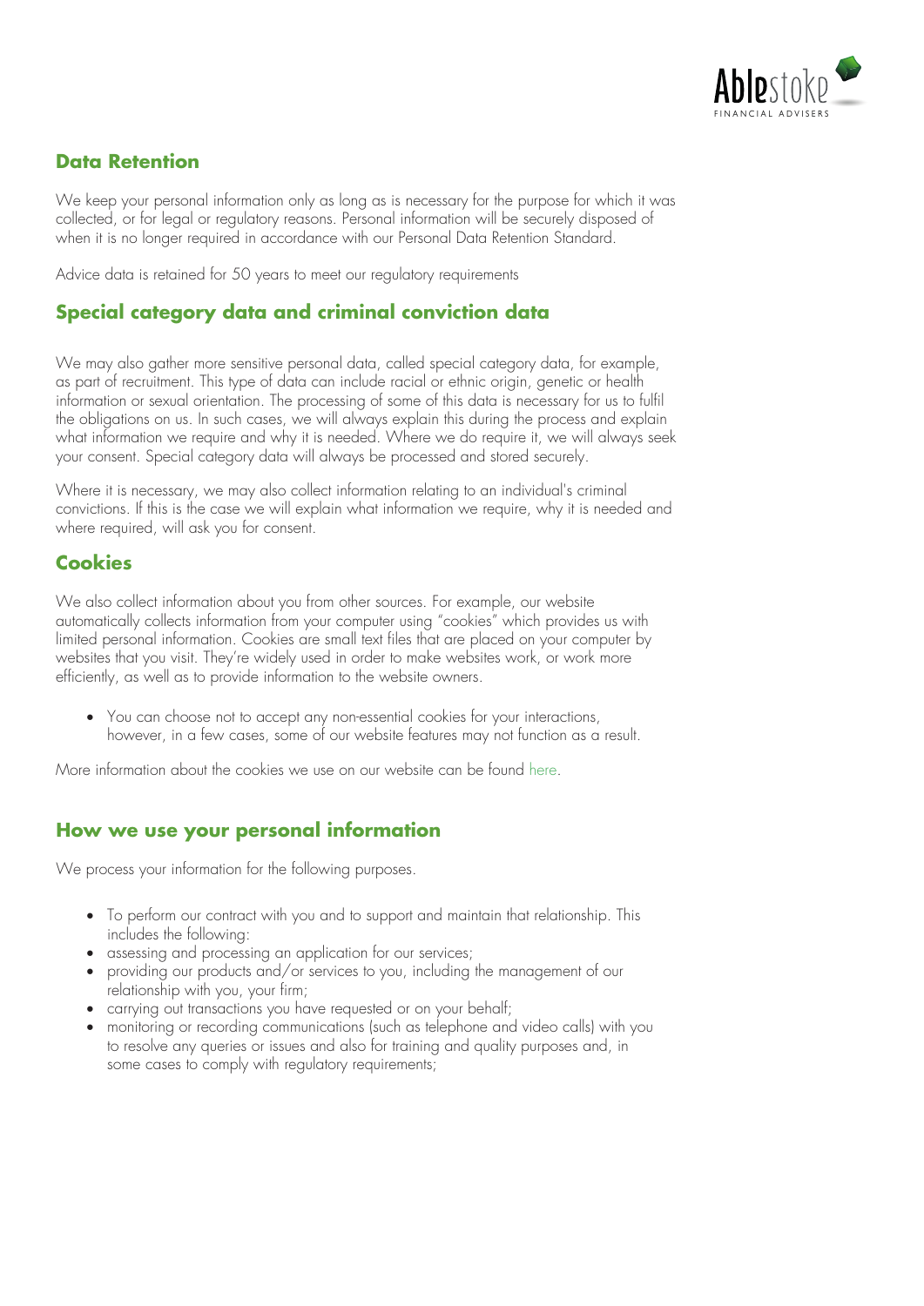## Data Retention

We keep your personal information only as long as is necessary for the purpose for which it was collected, or for legal or regulatory reasons. Personal information will be securely disposed of when it is no longer required in accordance with our Personal Data Retention Standard.

Advice data is retained for 50 years to meet our regulatory requirements

## Special category data and criminal conviction data

We may also gather more sensitive personal data, called special category data, for example, as part of recruitment. This type of data can include racial or ethnic origin, genetic or health information or sexual orientation. The processing of some of this data is necessary for us to fulfil the obligations on us. In such cases, we will always explain this during the process and explain what information we require and why it is needed. Where we do require it, we will always seek your consent. Special category data will always be processed and stored securely.

Where it is necessary, we may also collect information relating to an individual's criminal convictions. If this is the case we will explain what information we require, why it is needed and where required, will ask you for consent.

## Cookies

We also collect information about you from other sources. For example, our website automatically collects information from your computer using "cookies" which provides us with limited personal information. Cookies are small text files that are placed on your computer by websites that you visit. They're widely used in order to make websites work, or work more efficiently, as well as to provide information to the website owners.

- You can choose not to accept any non-essential cookies for your interactions, however, in a few cases, some of our website features may not function as a result.

More information about the cookies we use on our website can be found here.

## How we use your personal information

We process your information for the following purposes.

- To perform our contract with you and to support and maintain that relationship. This includes the following:
- assessing and processing an application for our services;
- providing our products and/or services to you, including the management of our relationship with you, your firm;
- carrying out transactions you have requested or on your behalf;
- monitoring or recording communications (such as telephone and video calls) with you to resolve any queries or issues and also for training and quality purposes and, in some cases to comply with regulatory requirements;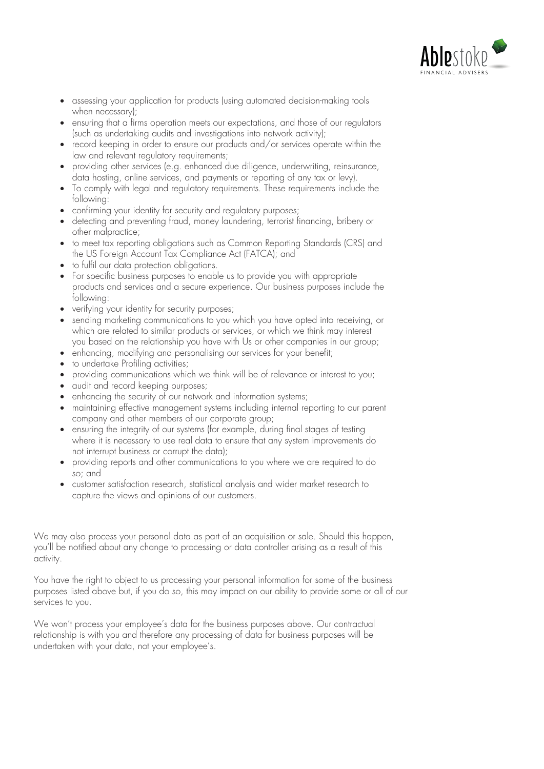- assessing your application for products (using automated decision-making tools when necessary);
- ensuring that a firms operation meets our expectations, and those of our regulators (such as undertaking audits and investigations into network activity);
- record keeping in order to ensure our products and/or services operate within the law and relevant regulatory requirements;
- providing other services (e.g. enhanced due diligence, underwriting, reinsurance, data hosting, online services, and payments or reporting of any tax or levy).
- To comply with legal and regulatory requirements. These requirements include the following:
- confirming your identity for security and regulatory purposes;
- detecting and preventing fraud, money laundering, terrorist financing, bribery or other malpractice;
- to meet tax reporting obligations such as Common Reporting Standards (CRS) and the US Foreign Account Tax Compliance Act (FATCA); and
- to fulfil our data protection obligations.
- For specific business purposes to enable us to provide you with appropriate products and services and a secure experience. Our business purposes include the following:
- verifying your identity for security purposes;
- sending marketing communications to you which you have opted into receiving, or which are related to similar products or services, or which we think may interest you based on the relationship you have with Us or other companies in our group;
- enhancing, modifying and personalising our services for your benefit;
- to undertake Profiling activities;
- providing communications which we think will be of relevance or interest to you;
- audit and record keeping purposes;
- enhancing the security of our network and information systems;
- maintaining effective management systems including internal reporting to our parent company and other members of our corporate group;
- ensuring the integrity of our systems (for example, during final stages of testing where it is necessary to use real data to ensure that any system improvements do not interrupt business or corrupt the data);
- providing reports and other communications to you where we are required to do so; and
- customer satisfaction research, statistical analysis and wider market research to capture the views and opinions of our customers.

We may also process your personal data as part of an acquisition or sale. Should this happen, you'll be notified about any change to processing or data controller arising as a result of this activity.

You have the right to object to us processing your personal information for some of the business purposes listed above but, if you do so, this may impact on our ability to provide some or all of our services to you.

We won't process your employee's data for the business purposes above. Our contractual relationship is with you and therefore any processing of data for business purposes will be undertaken with your data, not your employee's.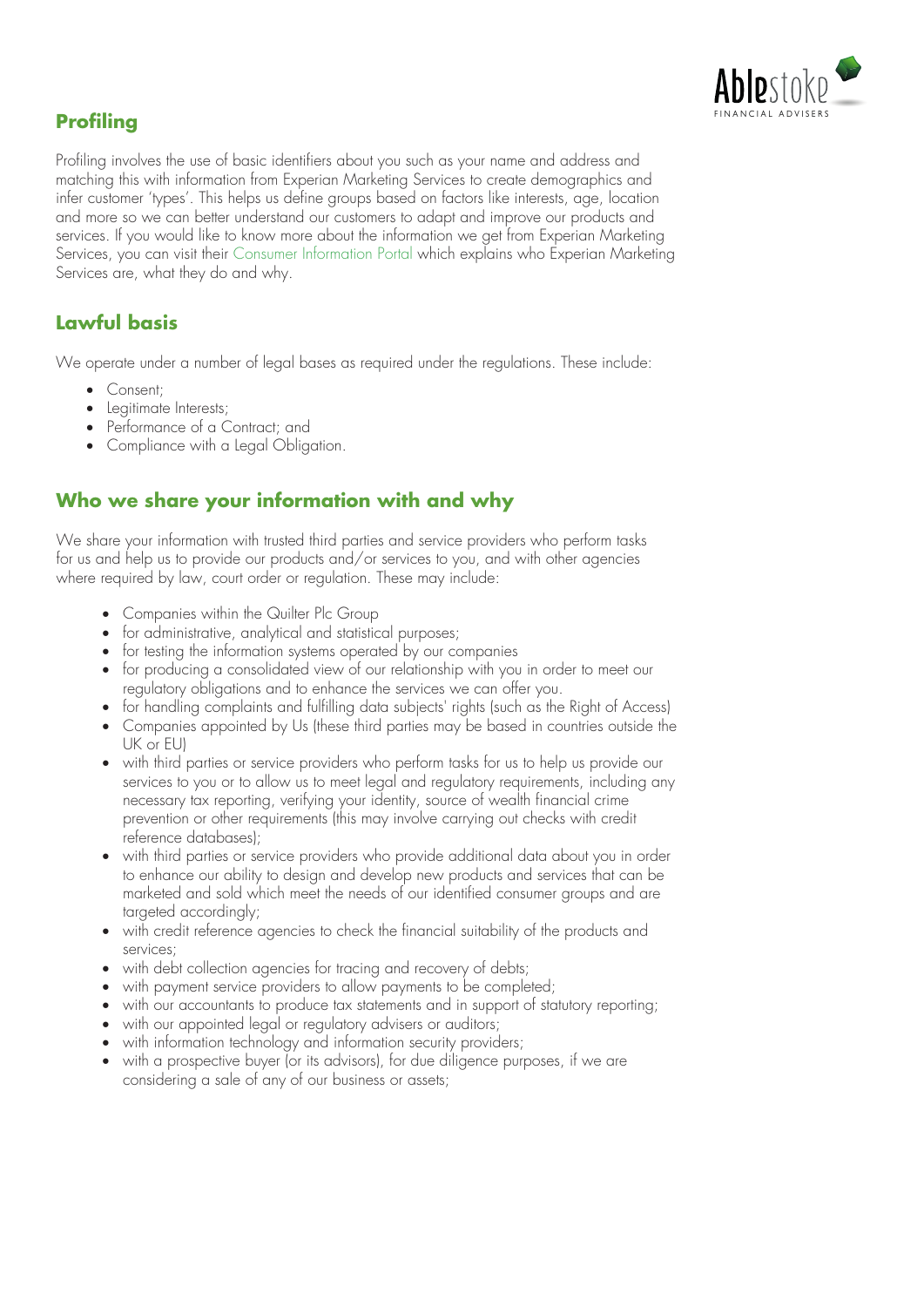## Profiling

Profiling involves the use of basic identifiers about you such as your name and address and matching this with information from Experian Marketing Services to create demographics and infer customer 'types'. This helps us define groups based on factors like interests, age, location and more so we can better understand our customers to adapt and improve our products and services. If you would like to know more about the information we get from Experian Marketing Services, you can visit their Consumer Information Portal which explains who Experian Marketing Services are, what they do and why.

## Lawful basis

We operate under a number of legal bases as required under the regulations. These include:

- Consent;
- Legitimate Interests;
- Performance of a Contract; and
- Compliance with a Legal Obligation.

## Who we share your information with and why

We share your information with trusted third parties and service providers who perform tasks for us and help us to provide our products and/or services to you, and with other agencies where required by law, court order or regulation. These may include:

- Companies within the Quilter Plc Group
- for administrative, analytical and statistical purposes;
- for testing the information systems operated by our companies
- for producing a consolidated view of our relationship with you in order to meet our regulatory obligations and to enhance the services we can offer you.
- for handling complaints and fulfilling data subjects' rights (such as the Right of Access)
- Companies appointed by Us (these third parties may be based in countries outside the UK or EU)
- with third parties or service providers who perform tasks for us to help us provide our services to you or to allow us to meet legal and regulatory requirements, including any necessary tax reporting, verifying your identity, source of wealth financial crime prevention or other requirements (this may involve carrying out checks with credit reference databases);
- with third parties or service providers who provide additional data about you in order to enhance our ability to design and develop new products and services that can be marketed and sold which meet the needs of our identified consumer groups and are targeted accordingly;
- with credit reference agencies to check the financial suitability of the products and services;
- with debt collection agencies for tracing and recovery of debts;
- with payment service providers to allow payments to be completed;
- with our accountants to produce tax statements and in support of statutory reporting;
- with our appointed legal or regulatory advisers or auditors;
- with information technology and information security providers;
- with a prospective buyer (or its advisors), for due diligence purposes, if we are considering a sale of any of our business or assets;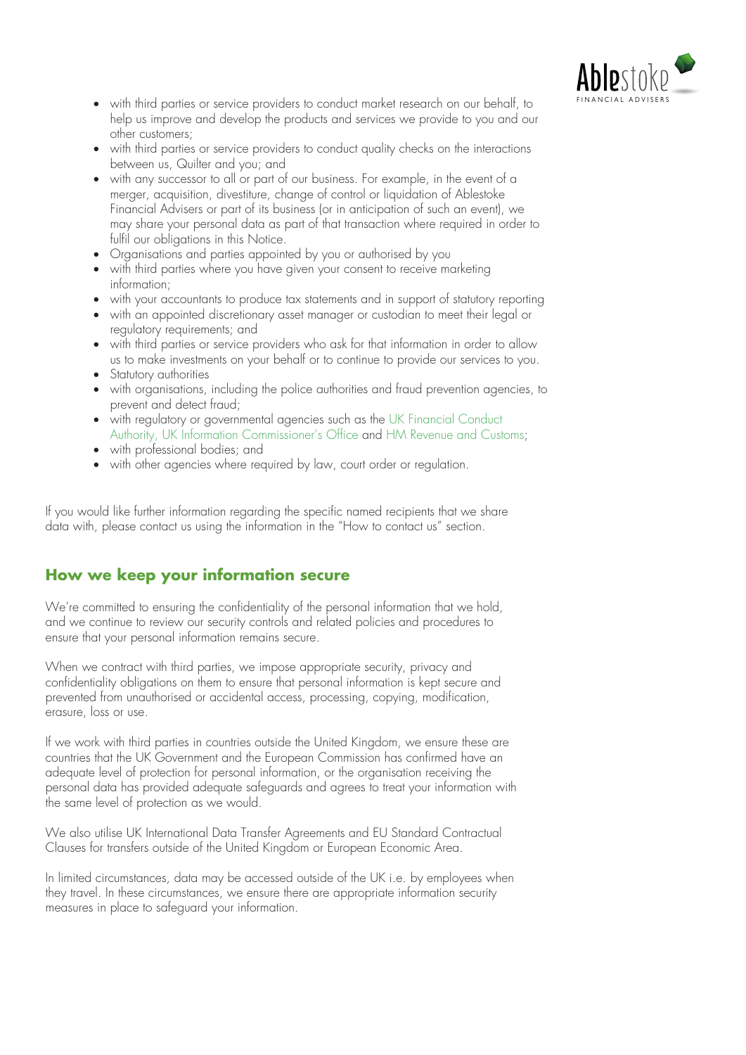- with third parties or service providers to conduct market research on our behalf, to help us improve and develop the products and services we provide to you and our other customers;
- with third parties or service providers to conduct quality checks on the interactions between us, Quilter and you; and
- with any successor to all or part of our business. For example, in the event of a merger, acquisition, divestiture, change of control or liquidation of Ablestoke Financial Advisers or part of its business (or in anticipation of such an event), we may share your personal data as part of that transaction where required in order to fulfil our obligations in this Notice.
- Organisations and parties appointed by you or authorised by you
- with third parties where you have given your consent to receive marketing information;
- with your accountants to produce tax statements and in support of statutory reporting
- with an appointed discretionary asset manager or custodian to meet their legal or regulatory requirements; and
- with third parties or service providers who ask for that information in order to allow us to make investments on your behalf or to continue to provide our services to you.
- Statutory authorities
- with organisations, including the police authorities and fraud prevention agencies, to prevent and detect fraud;
- with regulatory or governmental agencies such as the UK Financial Conduct Authority, UK Information Commissioner's Office and HM Revenue and Customs;
- with professional bodies; and
- with other agencies where required by law, court order or regulation.

If you would like further information regarding the specific named recipients that we share data with, please contact us using the information in the "How to contact us" section.

## How we keep your information secure

We're committed to ensuring the confidentiality of the personal information that we hold, and we continue to review our security controls and related policies and procedures to ensure that your personal information remains secure.

When we contract with third parties, we impose appropriate security, privacy and confidentiality obligations on them to ensure that personal information is kept secure and prevented from unauthorised or accidental access, processing, copying, modification, erasure, loss or use.

If we work with third parties in countries outside the United Kingdom, we ensure these are countries that the UK Government and the European Commission has confirmed have an adequate level of protection for personal information, or the organisation receiving the personal data has provided adequate safeguards and agrees to treat your information with the same level of protection as we would.

We also utilise UK International Data Transfer Agreements and EU Standard Contractual Clauses for transfers outside of the United Kingdom or European Economic Area.

In limited circumstances, data may be accessed outside of the UK i.e. by employees when they travel. In these circumstances, we ensure there are appropriate information security measures in place to safeguard your information.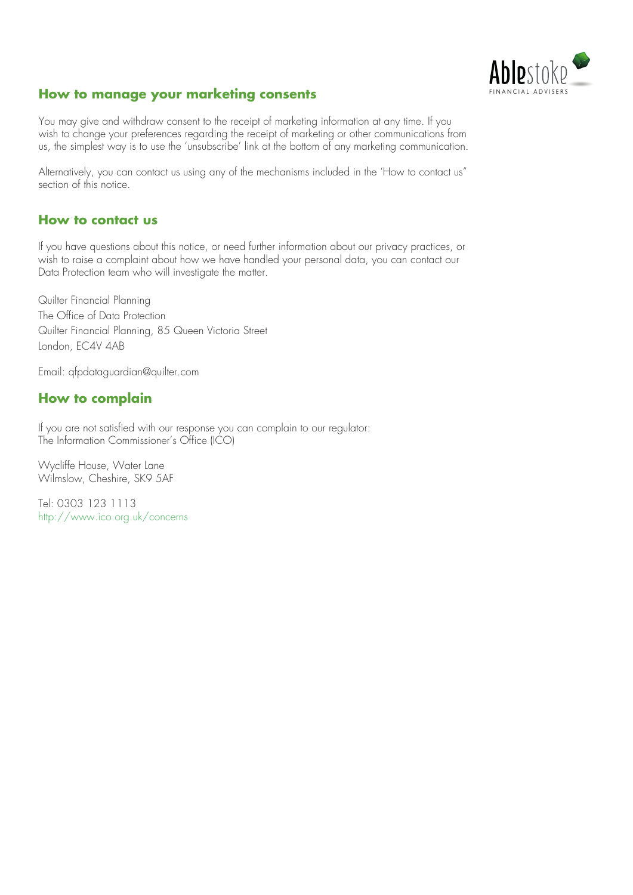## How to manage your marketing consents

You may give and withdraw consent to the receipt of marketing information at any time. If you wish to change your preferences regarding the receipt of marketing or other communications from us, the simplest way is to use the 'unsubscribe' link at the bottom of any marketing communication.

Alternatively, you can contact us using any of the mechanisms included in the 'How to contact us" section of this notice.

## How to contact us

If you have questions about this notice, or need further information about our privacy practices, or wish to raise a complaint about how we have handled your personal data, you can contact our Data Protection team who will investigate the matter.

Quilter Financial Planning
The Office of Data Protection
Quilter Financial Planning, 85 Queen Victoria Street
London, EC4V 4AB

Email: qfpdataguardian@quilter.com

## How to complain

If you are not satisfied with our response you can complain to our regulator:
The Information Commissioner's Office (ICO)

Wycliffe House, Water Lane
Wilmslow, Cheshire, SK9 5AF

Tel: 0303 123 1113
http://www.ico.org.uk/concerns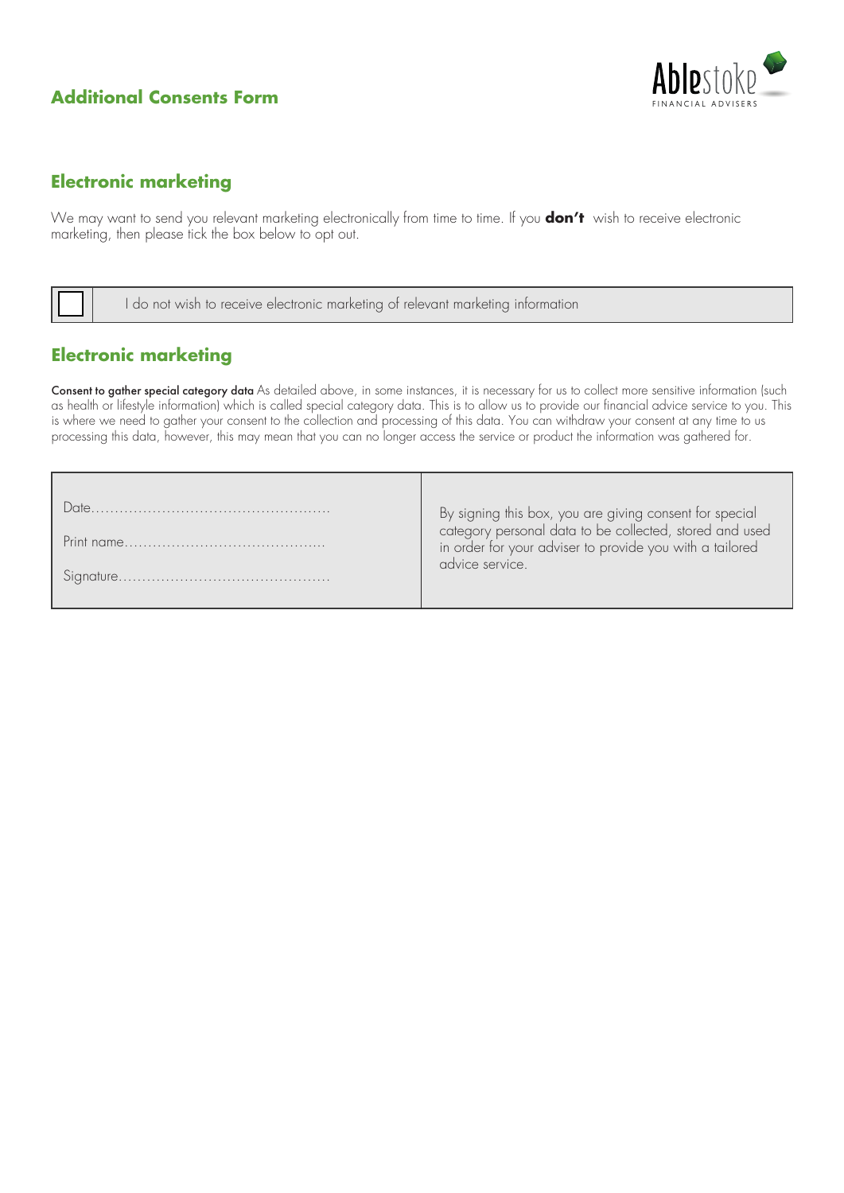## Additional Consents Form

Ablestoke FINANCIAL ADVISERS

## Electronic marketing

We may want to send you relevant marketing electronically from time to time. If you **don't** wish to receive electronic marketing, then please tick the box below to opt out.

| | |
|---|---|
| ☐ | I do not wish to receive electronic marketing of relevant marketing information |

## Electronic marketing

**Consent to gather special category data** As detailed above, in some instances, it is necessary for us to collect more sensitive information (such as health or lifestyle information) which is called special category data. This is to allow us to provide our financial advice service to you. This is where we need to gather your consent to the collection and processing of this data. You can withdraw your consent at any time to us processing this data, however, this may mean that you can no longer access the service or product the information was gathered for.

| | |
|---|---|
| Date……………………………………………<br>Print name……………………………………<br>Signature……………………………………… | By signing this box, you are giving consent for special category personal data to be collected, stored and used in order for your adviser to provide you with a tailored advice service. |